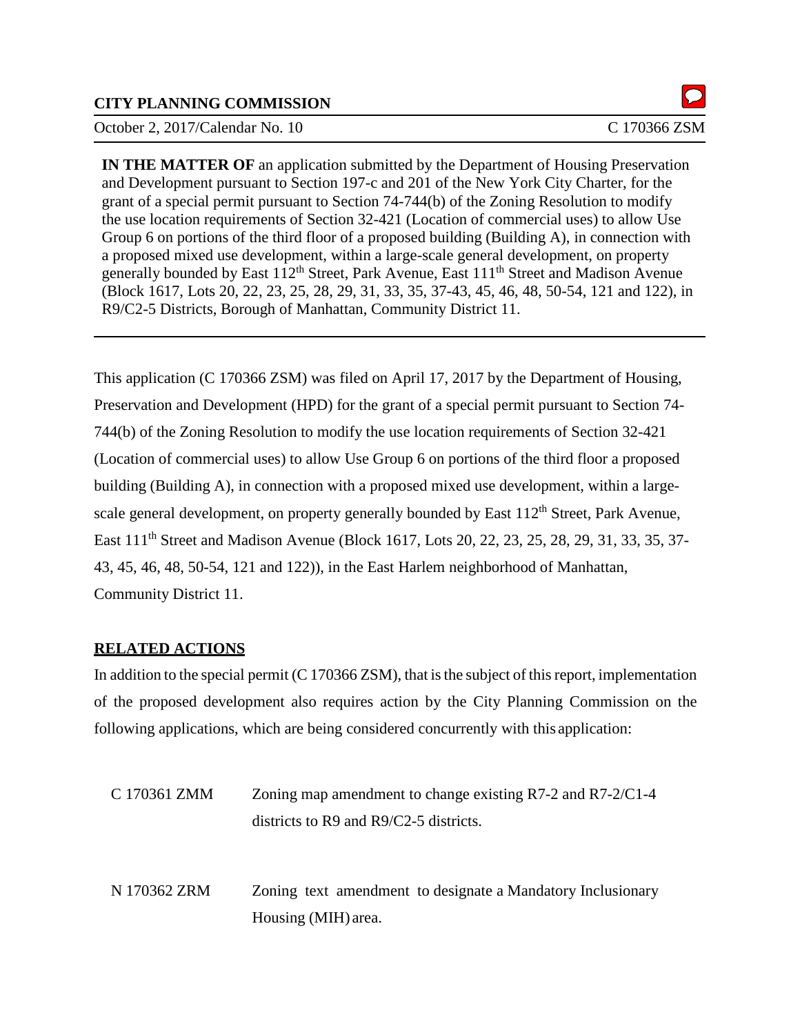**CITY PLANNING COMMISSION**

October 2, 2017/Calendar No. 10 C 170366 ZSM

**IN THE MATTER OF** an application submitted by the Department of Housing Preservation and Development pursuant to Section 197-c and 201 of the New York City Charter, for the grant of a special permit pursuant to Section 74-744(b) of the Zoning Resolution to modify the use location requirements of Section 32-421 (Location of commercial uses) to allow Use Group 6 on portions of the third floor of a proposed building (Building A), in connection with a proposed mixed use development, within a large-scale general development, on property generally bounded by East 112th Street, Park Avenue, East 111th Street and Madison Avenue (Block 1617, Lots 20, 22, 23, 25, 28, 29, 31, 33, 35, 37-43, 45, 46, 48, 50-54, 121 and 122), in R9/C2-5 Districts, Borough of Manhattan, Community District 11.

---

This application (C 170366 ZSM) was filed on April 17, 2017 by the Department of Housing, Preservation and Development (HPD) for the grant of a special permit pursuant to Section 74-744(b) of the Zoning Resolution to modify the use location requirements of Section 32-421 (Location of commercial uses) to allow Use Group 6 on portions of the third floor a proposed building (Building A), in connection with a proposed mixed use development, within a large-scale general development, on property generally bounded by East 112th Street, Park Avenue, East 111th Street and Madison Avenue (Block 1617, Lots 20, 22, 23, 25, 28, 29, 31, 33, 35, 37-43, 45, 46, 48, 50-54, 121 and 122)), in the East Harlem neighborhood of Manhattan, Community District 11.

## RELATED ACTIONS

In addition to the special permit (C 170366 ZSM), that is the subject of this report, implementation of the proposed development also requires action by the City Planning Commission on the following applications, which are being considered concurrently with this application:

C 170361 ZMM Zoning map amendment to change existing R7-2 and R7-2/C1-4 districts to R9 and R9/C2-5 districts.

N 170362 ZRM Zoning text amendment to designate a Mandatory Inclusionary Housing (MIH) area.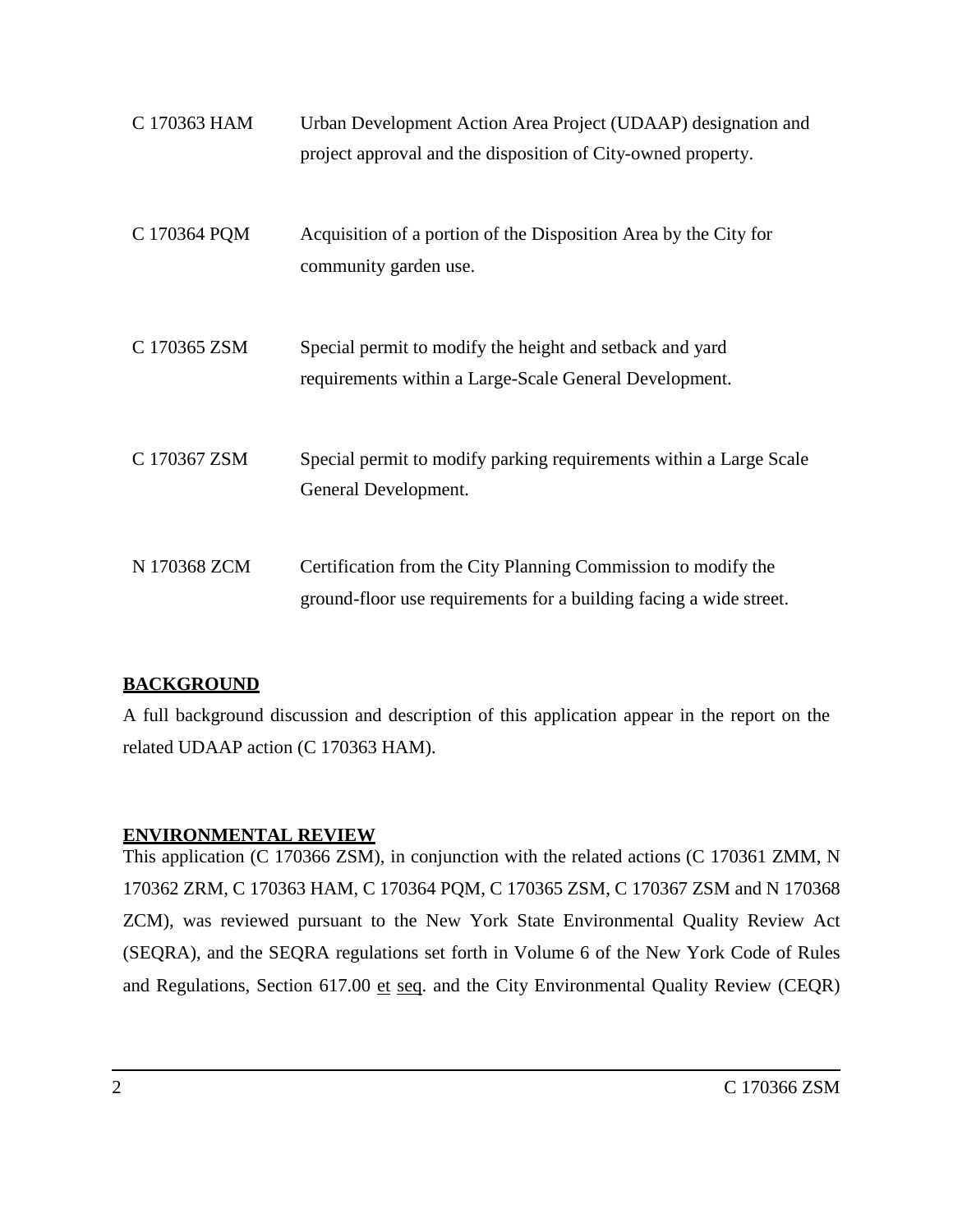C 170363 HAM — Urban Development Action Area Project (UDAAP) designation and project approval and the disposition of City-owned property.

C 170364 PQM — Acquisition of a portion of the Disposition Area by the City for community garden use.

C 170365 ZSM — Special permit to modify the height and setback and yard requirements within a Large-Scale General Development.

C 170367 ZSM — Special permit to modify parking requirements within a Large Scale General Development.

N 170368 ZCM — Certification from the City Planning Commission to modify the ground-floor use requirements for a building facing a wide street.

**BACKGROUND**

A full background discussion and description of this application appear in the report on the related UDAAP action (C 170363 HAM).

**ENVIRONMENTAL REVIEW**

This application (C 170366 ZSM), in conjunction with the related actions (C 170361 ZMM, N 170362 ZRM, C 170363 HAM, C 170364 PQM, C 170365 ZSM, C 170367 ZSM and N 170368 ZCM), was reviewed pursuant to the New York State Environmental Quality Review Act (SEQRA), and the SEQRA regulations set forth in Volume 6 of the New York Code of Rules and Regulations, Section 617.00 et seq. and the City Environmental Quality Review (CEQR)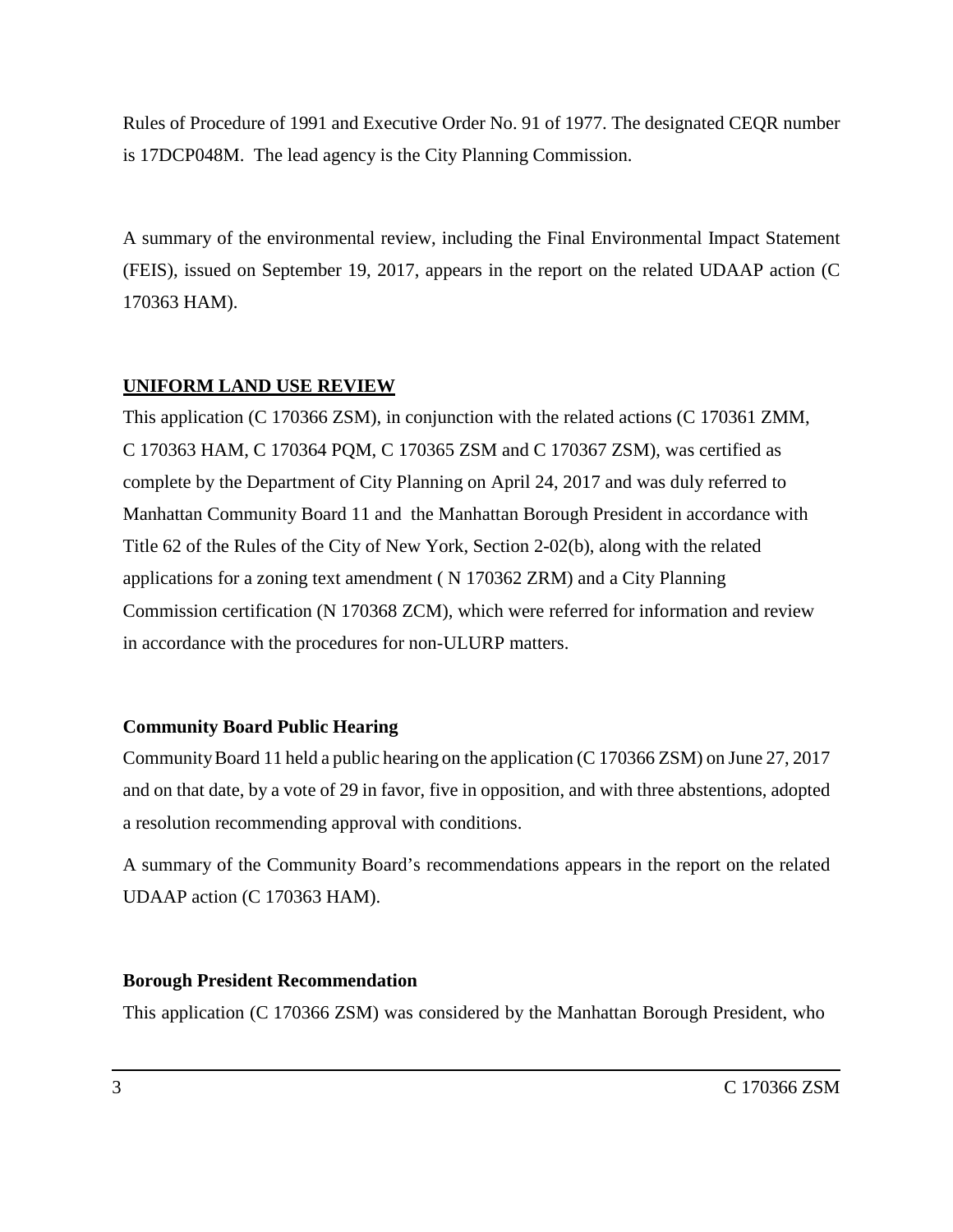Rules of Procedure of 1991 and Executive Order No. 91 of 1977. The designated CEQR number is 17DCP048M. The lead agency is the City Planning Commission.

A summary of the environmental review, including the Final Environmental Impact Statement (FEIS), issued on September 19, 2017, appears in the report on the related UDAAP action (C 170363 HAM).

## UNIFORM LAND USE REVIEW

This application (C 170366 ZSM), in conjunction with the related actions (C 170361 ZMM, C 170363 HAM, C 170364 PQM, C 170365 ZSM and C 170367 ZSM), was certified as complete by the Department of City Planning on April 24, 2017 and was duly referred to Manhattan Community Board 11 and the Manhattan Borough President in accordance with Title 62 of the Rules of the City of New York, Section 2-02(b), along with the related applications for a zoning text amendment ( N 170362 ZRM) and a City Planning Commission certification (N 170368 ZCM), which were referred for information and review in accordance with the procedures for non-ULURP matters.

### Community Board Public Hearing

Community Board 11 held a public hearing on the application (C 170366 ZSM) on June 27, 2017 and on that date, by a vote of 29 in favor, five in opposition, and with three abstentions, adopted a resolution recommending approval with conditions.

A summary of the Community Board's recommendations appears in the report on the related UDAAP action (C 170363 HAM).

### Borough President Recommendation

This application (C 170366 ZSM) was considered by the Manhattan Borough President, who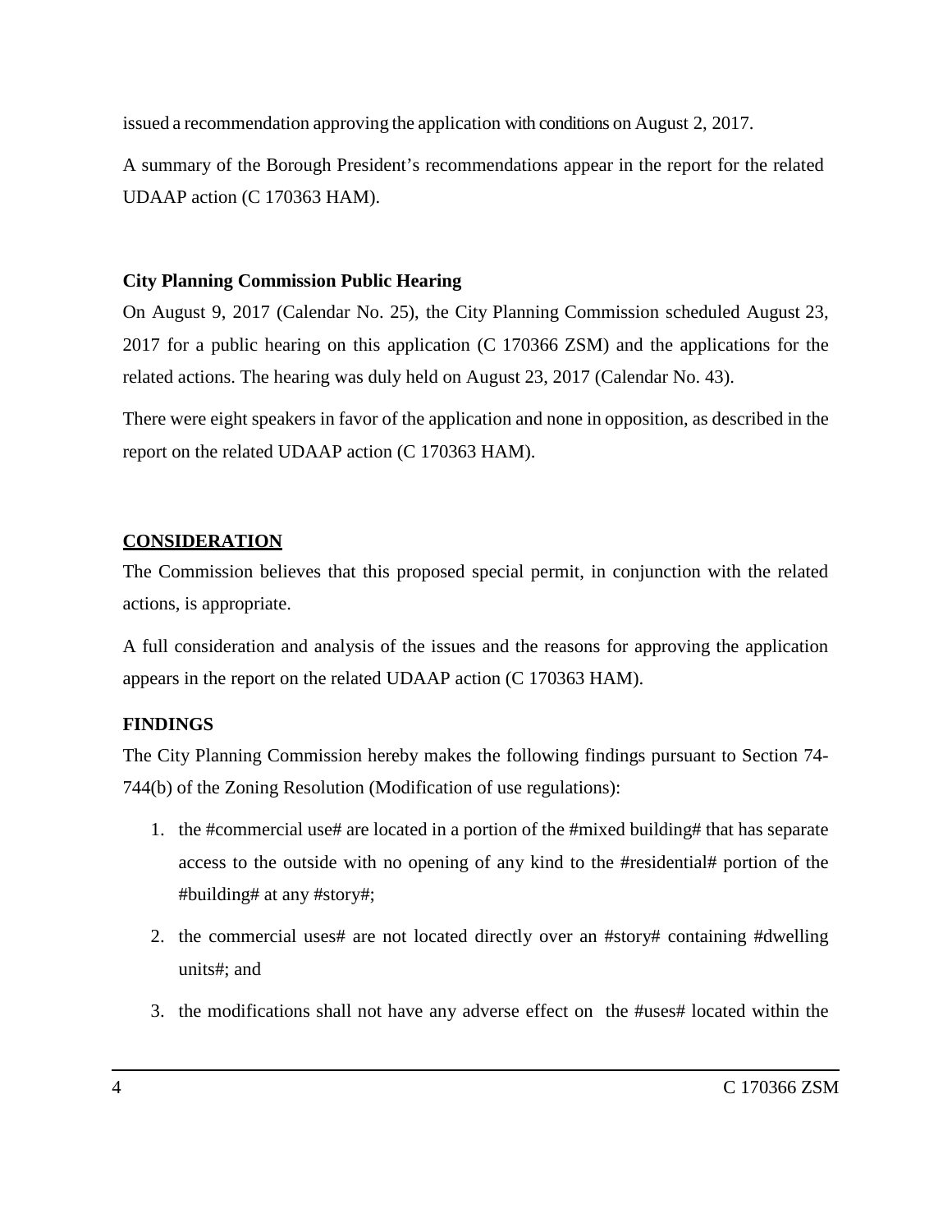issued a recommendation approving the application with conditions on August 2, 2017.

A summary of the Borough President's recommendations appear in the report for the related UDAAP action (C 170363 HAM).

**City Planning Commission Public Hearing**

On August 9, 2017 (Calendar No. 25), the City Planning Commission scheduled August 23, 2017 for a public hearing on this application (C 170366 ZSM) and the applications for the related actions. The hearing was duly held on August 23, 2017 (Calendar No. 43).

There were eight speakers in favor of the application and none in opposition, as described in the report on the related UDAAP action (C 170363 HAM).

## CONSIDERATION

The Commission believes that this proposed special permit, in conjunction with the related actions, is appropriate.

A full consideration and analysis of the issues and the reasons for approving the application appears in the report on the related UDAAP action (C 170363 HAM).

**FINDINGS**

The City Planning Commission hereby makes the following findings pursuant to Section 74-744(b) of the Zoning Resolution (Modification of use regulations):

1. the #commercial use# are located in a portion of the #mixed building# that has separate access to the outside with no opening of any kind to the #residential# portion of the #building# at any #story#;
2. the commercial uses# are not located directly over an #story# containing #dwelling units#; and
3. the modifications shall not have any adverse effect on the #uses# located within the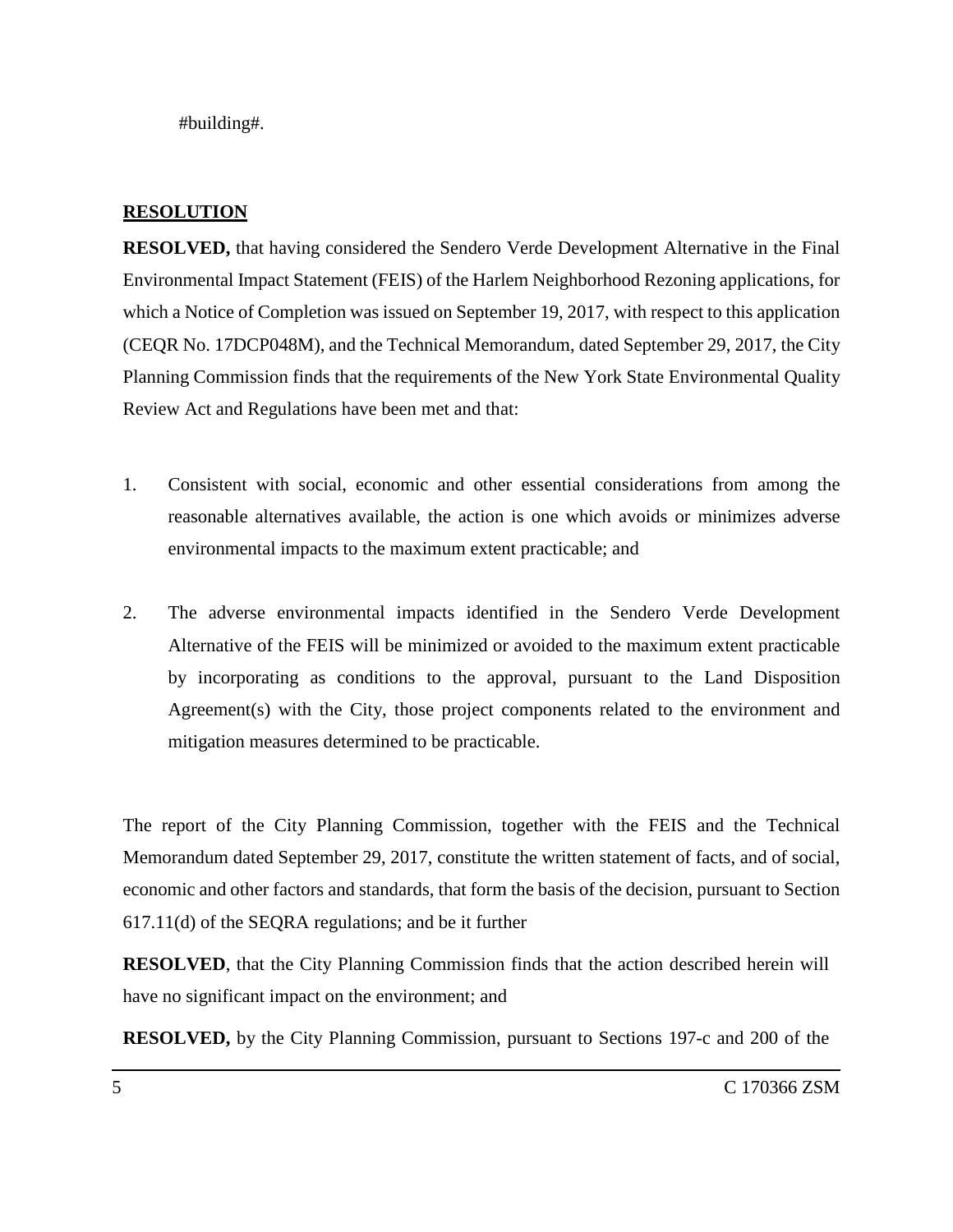#building#.

**RESOLUTION**

**RESOLVED,** that having considered the Sendero Verde Development Alternative in the Final Environmental Impact Statement (FEIS) of the Harlem Neighborhood Rezoning applications, for which a Notice of Completion was issued on September 19, 2017, with respect to this application (CEQR No. 17DCP048M), and the Technical Memorandum, dated September 29, 2017, the City Planning Commission finds that the requirements of the New York State Environmental Quality Review Act and Regulations have been met and that:

1. Consistent with social, economic and other essential considerations from among the reasonable alternatives available, the action is one which avoids or minimizes adverse environmental impacts to the maximum extent practicable; and

2. The adverse environmental impacts identified in the Sendero Verde Development Alternative of the FEIS will be minimized or avoided to the maximum extent practicable by incorporating as conditions to the approval, pursuant to the Land Disposition Agreement(s) with the City, those project components related to the environment and mitigation measures determined to be practicable.

The report of the City Planning Commission, together with the FEIS and the Technical Memorandum dated September 29, 2017, constitute the written statement of facts, and of social, economic and other factors and standards, that form the basis of the decision, pursuant to Section 617.11(d) of the SEQRA regulations; and be it further

**RESOLVED**, that the City Planning Commission finds that the action described herein will have no significant impact on the environment; and

**RESOLVED,** by the City Planning Commission, pursuant to Sections 197-c and 200 of the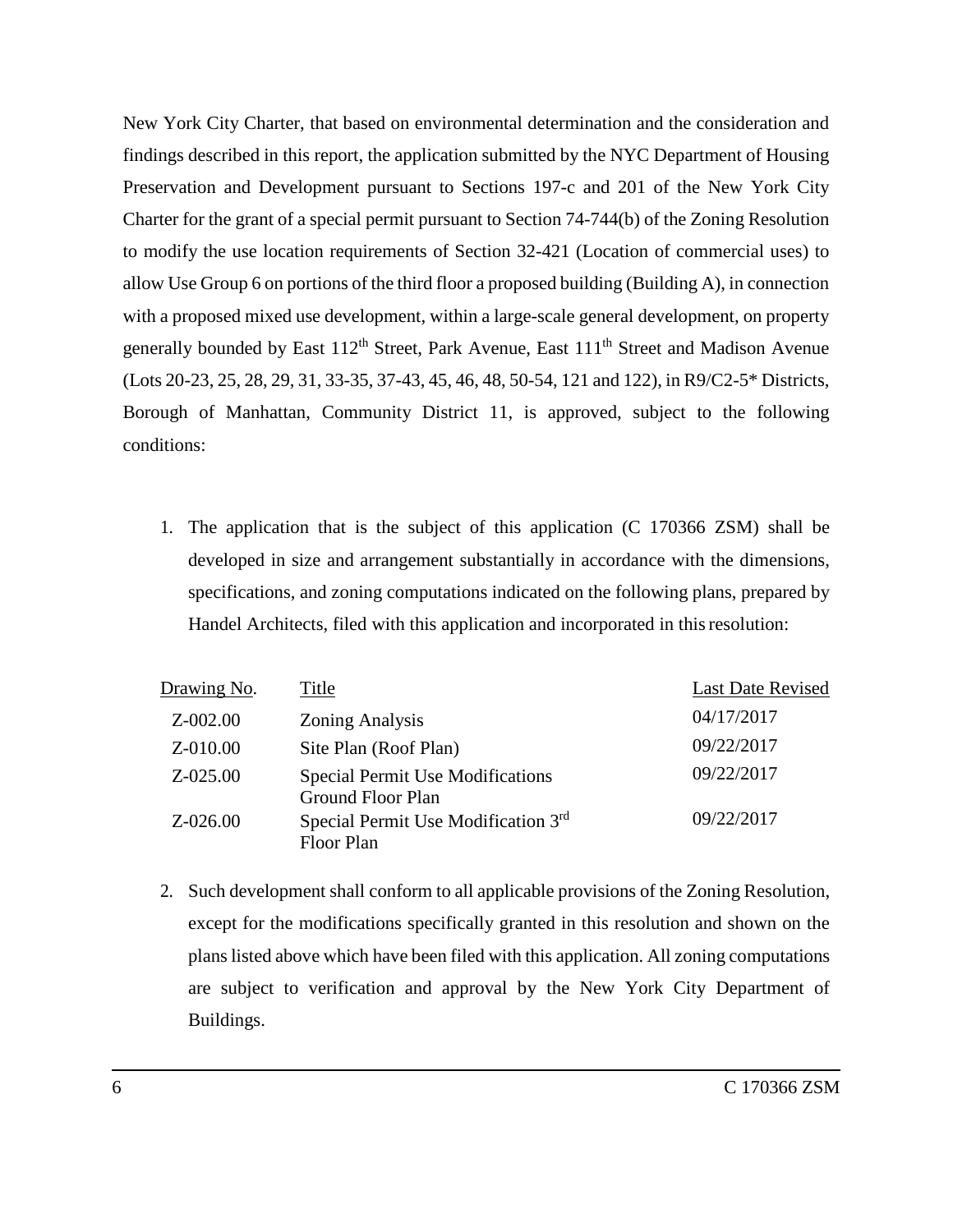New York City Charter, that based on environmental determination and the consideration and findings described in this report, the application submitted by the NYC Department of Housing Preservation and Development pursuant to Sections 197-c and 201 of the New York City Charter for the grant of a special permit pursuant to Section 74-744(b) of the Zoning Resolution to modify the use location requirements of Section 32-421 (Location of commercial uses) to allow Use Group 6 on portions of the third floor a proposed building (Building A), in connection with a proposed mixed use development, within a large-scale general development, on property generally bounded by East 112th Street, Park Avenue, East 111th Street and Madison Avenue (Lots 20-23, 25, 28, 29, 31, 33-35, 37-43, 45, 46, 48, 50-54, 121 and 122), in R9/C2-5* Districts, Borough of Manhattan, Community District 11, is approved, subject to the following conditions:

1. The application that is the subject of this application (C 170366 ZSM) shall be developed in size and arrangement substantially in accordance with the dimensions, specifications, and zoning computations indicated on the following plans, prepared by Handel Architects, filed with this application and incorporated in this resolution:

| Drawing No. | Title | Last Date Revised |
|---|---|---|
| Z-002.00 | Zoning Analysis | 04/17/2017 |
| Z-010.00 | Site Plan (Roof Plan) | 09/22/2017 |
| Z-025.00 | Special Permit Use Modifications Ground Floor Plan | 09/22/2017 |
| Z-026.00 | Special Permit Use Modification 3rd Floor Plan | 09/22/2017 |

2. Such development shall conform to all applicable provisions of the Zoning Resolution, except for the modifications specifically granted in this resolution and shown on the plans listed above which have been filed with this application. All zoning computations are subject to verification and approval by the New York City Department of Buildings.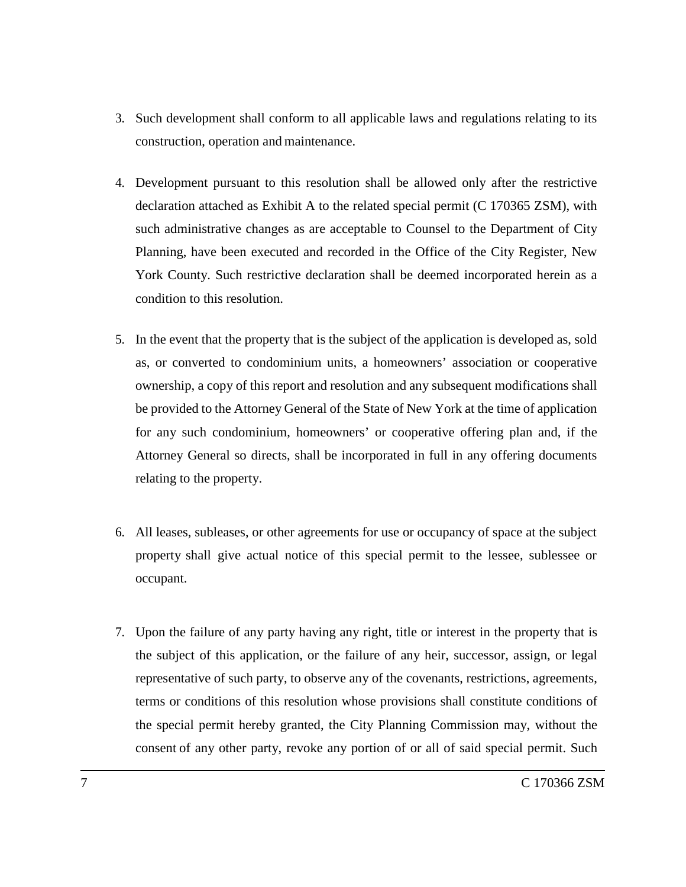3. Such development shall conform to all applicable laws and regulations relating to its construction, operation and maintenance.

4. Development pursuant to this resolution shall be allowed only after the restrictive declaration attached as Exhibit A to the related special permit (C 170365 ZSM), with such administrative changes as are acceptable to Counsel to the Department of City Planning, have been executed and recorded in the Office of the City Register, New York County. Such restrictive declaration shall be deemed incorporated herein as a condition to this resolution.

5. In the event that the property that is the subject of the application is developed as, sold as, or converted to condominium units, a homeowners' association or cooperative ownership, a copy of this report and resolution and any subsequent modifications shall be provided to the Attorney General of the State of New York at the time of application for any such condominium, homeowners' or cooperative offering plan and, if the Attorney General so directs, shall be incorporated in full in any offering documents relating to the property.

6. All leases, subleases, or other agreements for use or occupancy of space at the subject property shall give actual notice of this special permit to the lessee, sublessee or occupant.

7. Upon the failure of any party having any right, title or interest in the property that is the subject of this application, or the failure of any heir, successor, assign, or legal representative of such party, to observe any of the covenants, restrictions, agreements, terms or conditions of this resolution whose provisions shall constitute conditions of the special permit hereby granted, the City Planning Commission may, without the consent of any other party, revoke any portion of or all of said special permit. Such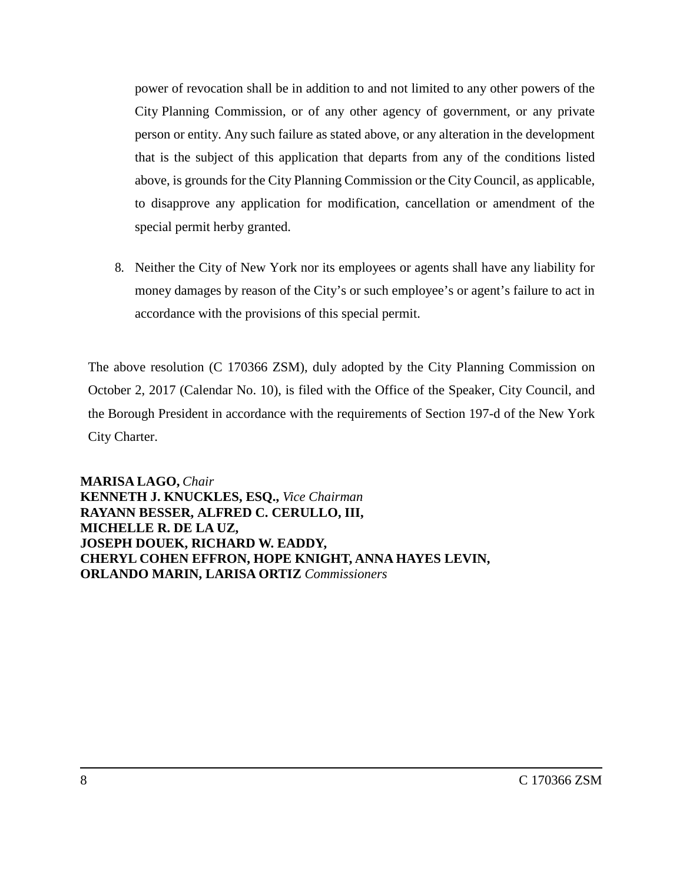power of revocation shall be in addition to and not limited to any other powers of the City Planning Commission, or of any other agency of government, or any private person or entity. Any such failure as stated above, or any alteration in the development that is the subject of this application that departs from any of the conditions listed above, is grounds for the City Planning Commission or the City Council, as applicable, to disapprove any application for modification, cancellation or amendment of the special permit herby granted.

8. Neither the City of New York nor its employees or agents shall have any liability for money damages by reason of the City's or such employee's or agent's failure to act in accordance with the provisions of this special permit.

The above resolution (C 170366 ZSM), duly adopted by the City Planning Commission on October 2, 2017 (Calendar No. 10), is filed with the Office of the Speaker, City Council, and the Borough President in accordance with the requirements of Section 197-d of the New York City Charter.

**MARISA LAGO,** *Chair*
**KENNETH J. KNUCKLES, ESQ.,** *Vice Chairman*
**RAYANN BESSER, ALFRED C. CERULLO, III,**
**MICHELLE R. DE LA UZ,**
**JOSEPH DOUEK, RICHARD W. EADDY,**
**CHERYL COHEN EFFRON, HOPE KNIGHT, ANNA HAYES LEVIN,**
**ORLANDO MARIN, LARISA ORTIZ** *Commissioners*